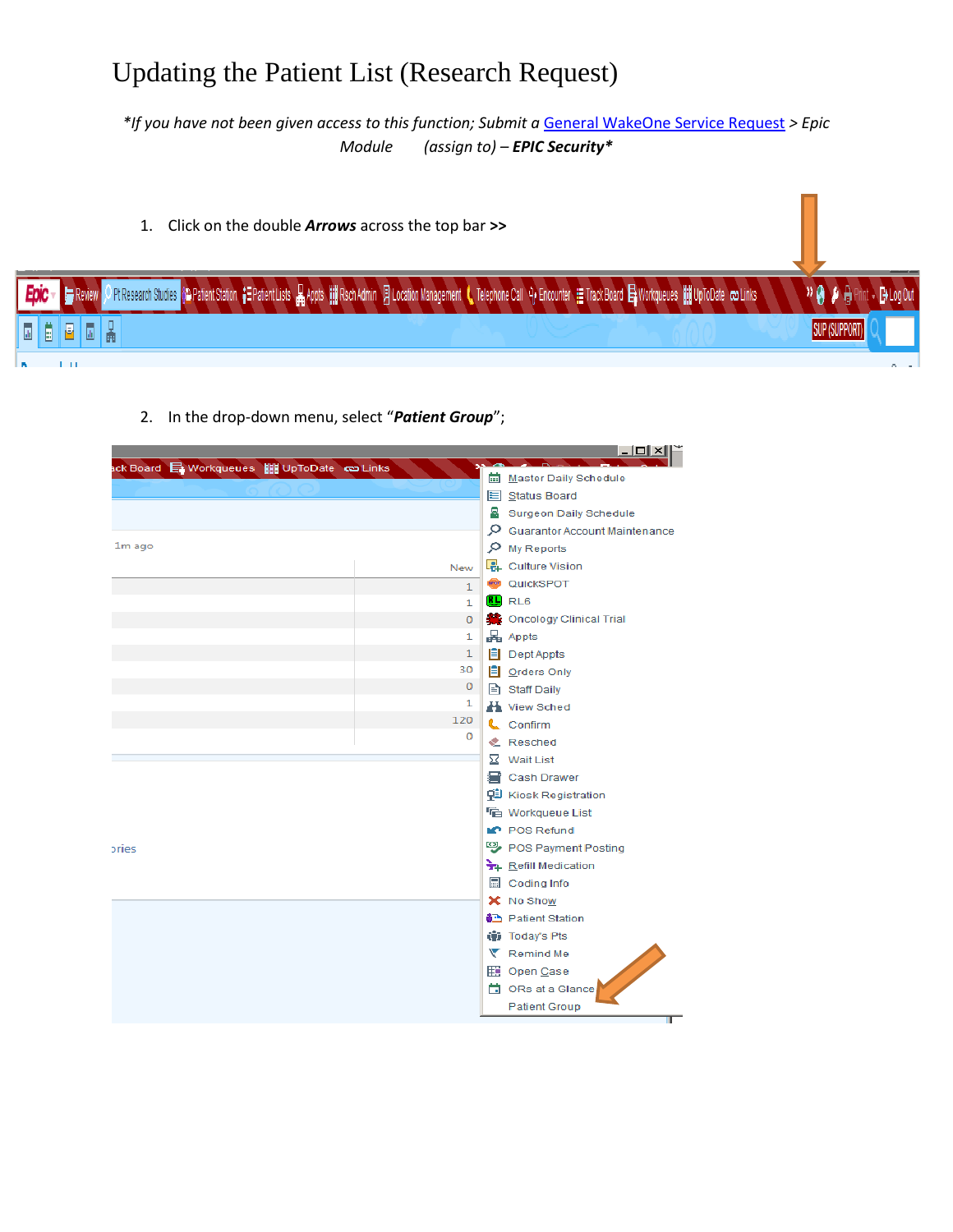# Updating the Patient List (Research Request)

*\*If you have not been given access to this function; Submit a [General WakeOne Service Request](#) > Epic Module (assign to) – **EPIC Security**\**

1. Click on the double **_Arrows_** across the top bar **>>**

2. In the drop-down menu, select "**_Patient Group_**";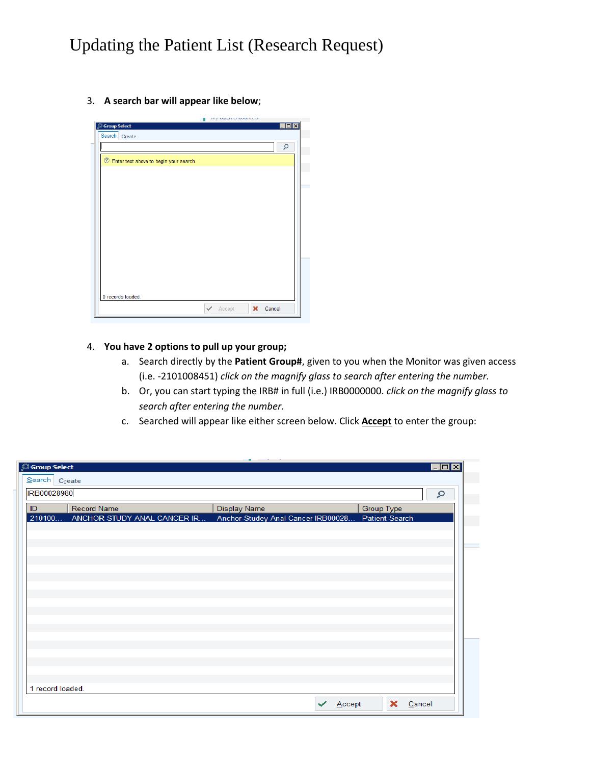# Updating the Patient List (Research Request)

3. **A search bar will appear like below**;

4. **You have 2 options to pull up your group;**
   a. Search directly by the **Patient Group#**, given to you when the Monitor was given access (i.e. -2101008451) *click on the magnify glass to search after entering the number.*
   b. Or, you can start typing the IRB# in full (i.e.) IRB0000000. *click on the magnify glass to search after entering the number.*
   c. Searched will appear like either screen below. Click **Accept** to enter the group: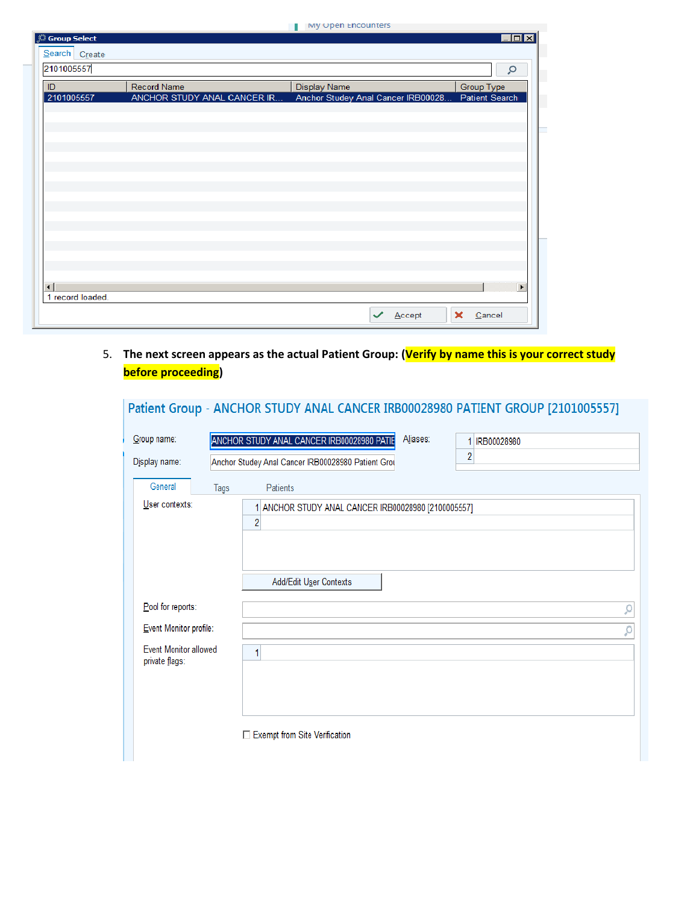5. **The next screen appears as the actual Patient Group: (Verify by name this is your correct study before proceeding)**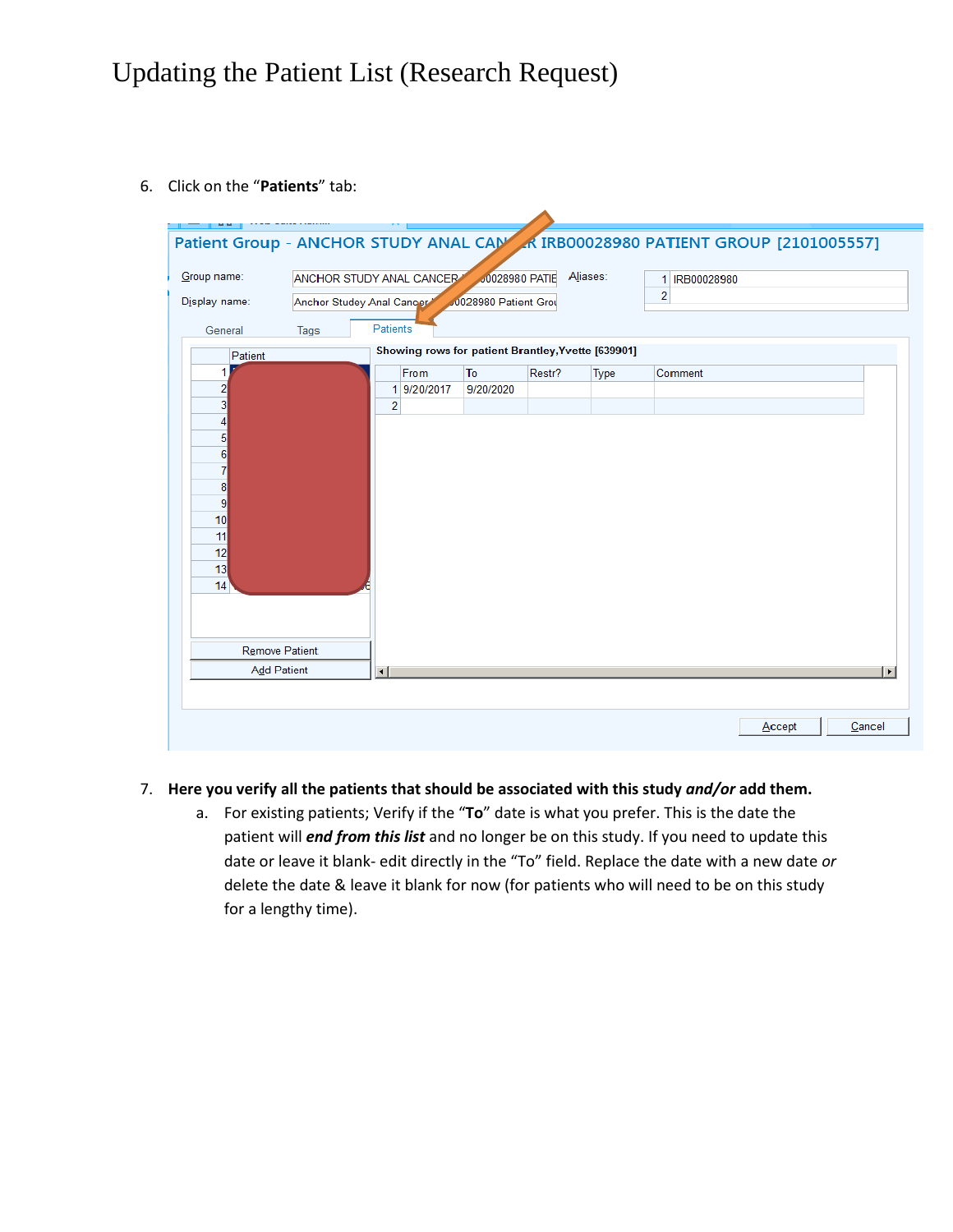# Updating the Patient List (Research Request)

6. Click on the "**Patients**" tab:

7. **Here you verify all the patients that should be associated with this study *and/or* add them.**
   a. For existing patients; Verify if the "**To**" date is what you prefer. This is the date the patient will ***end from this list*** and no longer be on this study. If you need to update this date or leave it blank- edit directly in the "To" field. Replace the date with a new date *or* delete the date & leave it blank for now (for patients who will need to be on this study for a lengthy time).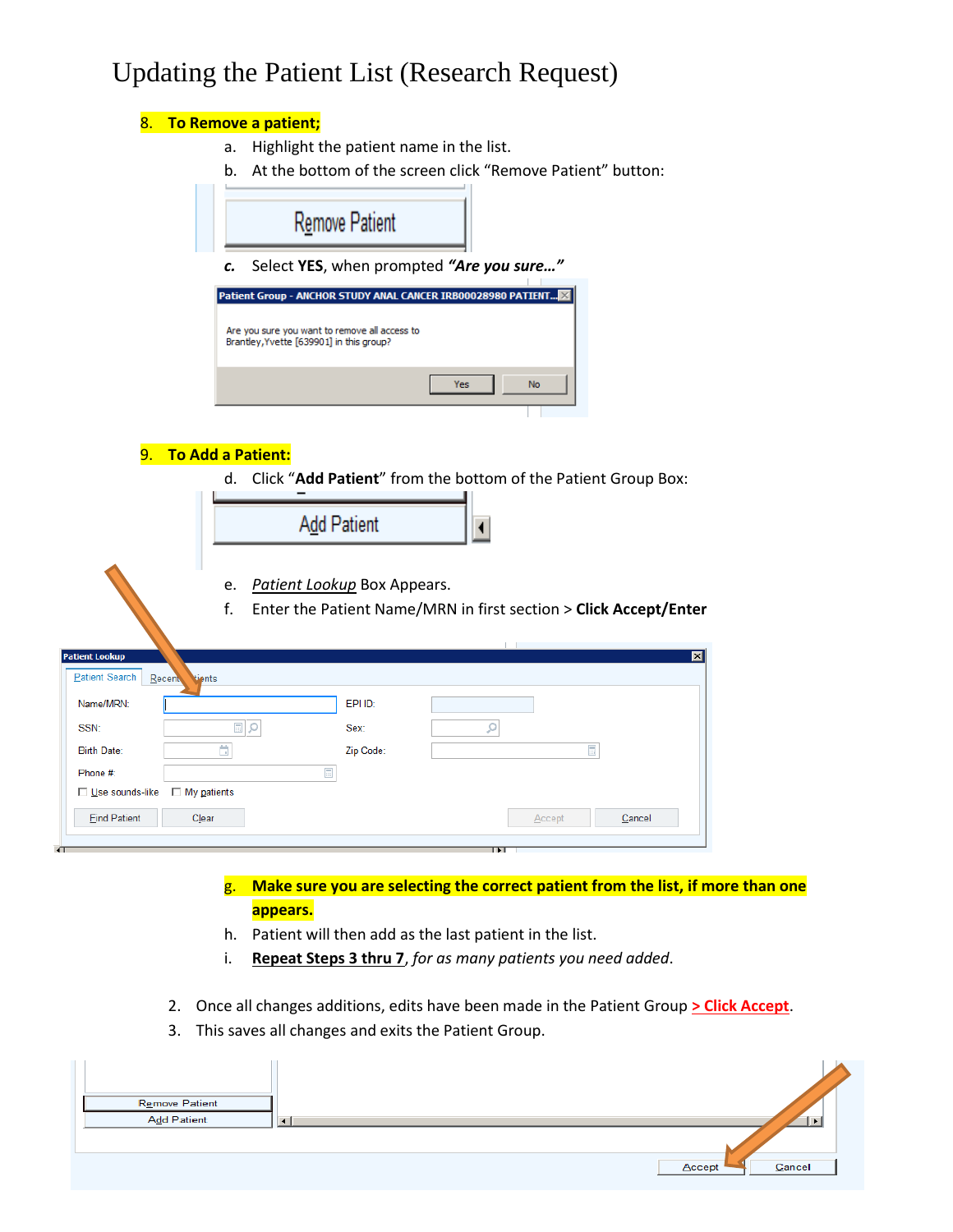# Updating the Patient List (Research Request)

8. **To Remove a patient;**
   a. Highlight the patient name in the list.
   b. At the bottom of the screen click "Remove Patient" button:
   c. Select **YES**, when prompted ***"Are you sure…"***

9. **To Add a Patient:**
   d. Click "**Add Patient**" from the bottom of the Patient Group Box:
   e. *Patient Lookup* Box Appears.
   f. Enter the Patient Name/MRN in first section > **Click Accept/Enter**
   g. **Make sure you are selecting the correct patient from the list, if more than one appears.**
   h. Patient will then add as the last patient in the list.
   i. **Repeat Steps 3 thru 7**, *for as many patients you need added*.

2. Once all changes additions, edits have been made in the Patient Group **> Click Accept**.
3. This saves all changes and exits the Patient Group.